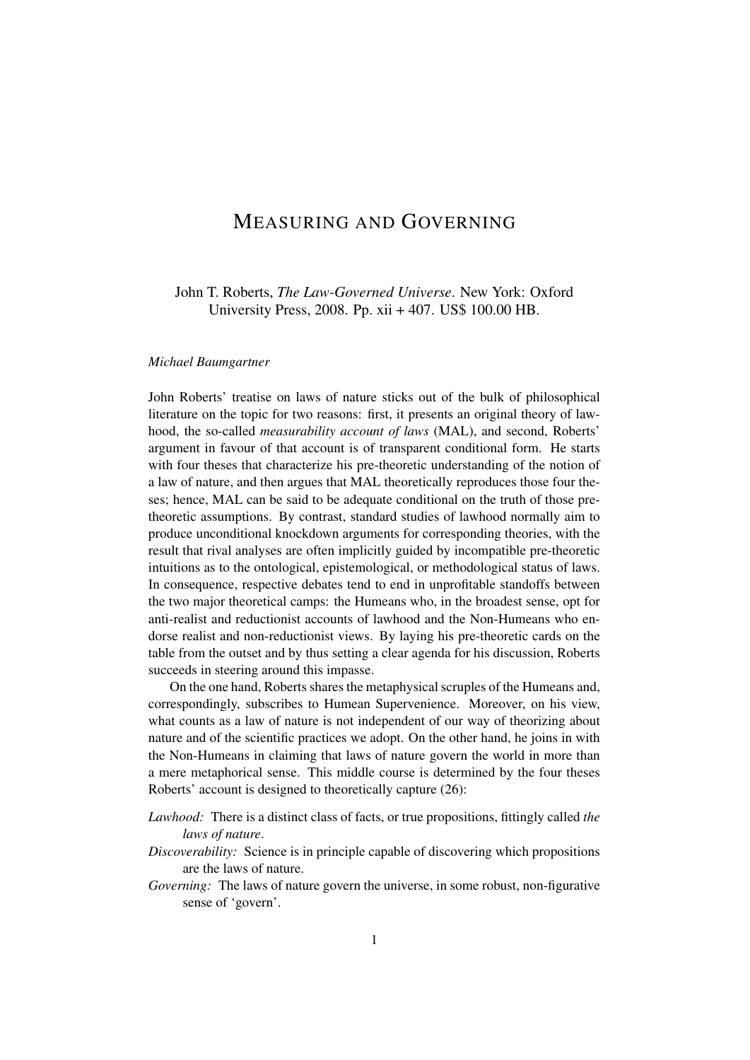# MEASURING AND GOVERNING

John T. Roberts, *The Law-Governed Universe*. New York: Oxford University Press, 2008. Pp. xii + 407. US$ 100.00 HB.

*Michael Baumgartner*

John Roberts' treatise on laws of nature sticks out of the bulk of philosophical literature on the topic for two reasons: first, it presents an original theory of lawhood, the so-called *measurability account of laws* (MAL), and second, Roberts' argument in favour of that account is of transparent conditional form. He starts with four theses that characterize his pre-theoretic understanding of the notion of a law of nature, and then argues that MAL theoretically reproduces those four theses; hence, MAL can be said to be adequate conditional on the truth of those pre-theoretic assumptions. By contrast, standard studies of lawhood normally aim to produce unconditional knockdown arguments for corresponding theories, with the result that rival analyses are often implicitly guided by incompatible pre-theoretic intuitions as to the ontological, epistemological, or methodological status of laws. In consequence, respective debates tend to end in unprofitable standoffs between the two major theoretical camps: the Humeans who, in the broadest sense, opt for anti-realist and reductionist accounts of lawhood and the Non-Humeans who endorse realist and non-reductionist views. By laying his pre-theoretic cards on the table from the outset and by thus setting a clear agenda for his discussion, Roberts succeeds in steering around this impasse.

On the one hand, Roberts shares the metaphysical scruples of the Humeans and, correspondingly, subscribes to Humean Supervenience. Moreover, on his view, what counts as a law of nature is not independent of our way of theorizing about nature and of the scientific practices we adopt. On the other hand, he joins in with the Non-Humeans in claiming that laws of nature govern the world in more than a mere metaphorical sense. This middle course is determined by the four theses Roberts' account is designed to theoretically capture (26):

- *Lawhood:* There is a distinct class of facts, or true propositions, fittingly called *the laws of nature*.
- *Discoverability:* Science is in principle capable of discovering which propositions are the laws of nature.
- *Governing:* The laws of nature govern the universe, in some robust, non-figurative sense of 'govern'.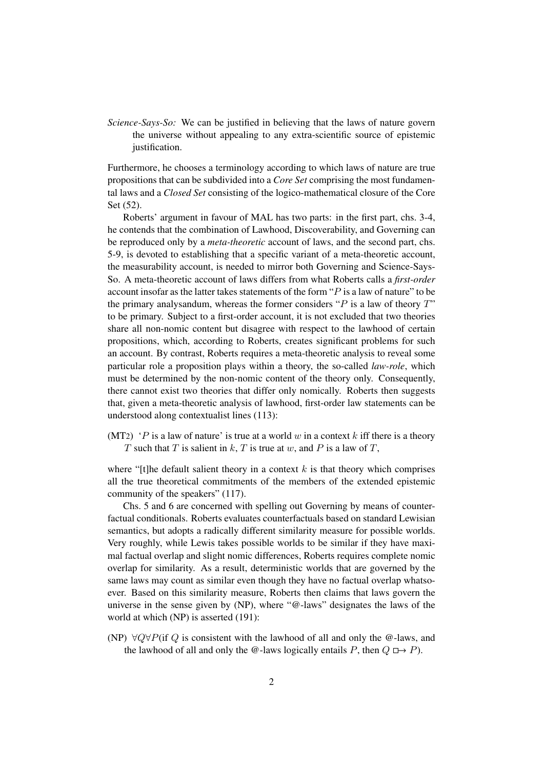*Science-Says-So:* We can be justified in believing that the laws of nature govern the universe without appealing to any extra-scientific source of epistemic justification.

Furthermore, he chooses a terminology according to which laws of nature are true propositions that can be subdivided into a *Core Set* comprising the most fundamental laws and a *Closed Set* consisting of the logico-mathematical closure of the Core Set (52).

Roberts' argument in favour of MAL has two parts: in the first part, chs. 3-4, he contends that the combination of Lawhood, Discoverability, and Governing can be reproduced only by a *meta-theoretic* account of laws, and the second part, chs. 5-9, is devoted to establishing that a specific variant of a meta-theoretic account, the measurability account, is needed to mirror both Governing and Science-Says-So. A meta-theoretic account of laws differs from what Roberts calls a *first-order* account insofar as the latter takes statements of the form "$P$ is a law of nature" to be the primary analysandum, whereas the former considers "$P$ is a law of theory $T$" to be primary. Subject to a first-order account, it is not excluded that two theories share all non-nomic content but disagree with respect to the lawhood of certain propositions, which, according to Roberts, creates significant problems for such an account. By contrast, Roberts requires a meta-theoretic analysis to reveal some particular role a proposition plays within a theory, the so-called *law-role*, which must be determined by the non-nomic content of the theory only. Consequently, there cannot exist two theories that differ only nomically. Roberts then suggests that, given a meta-theoretic analysis of lawhood, first-order law statements can be understood along contextualist lines (113):

(MT2) '$P$ is a law of nature' is true at a world $w$ in a context $k$ iff there is a theory $T$ such that $T$ is salient in $k$, $T$ is true at $w$, and $P$ is a law of $T$,

where "[t]he default salient theory in a context $k$ is that theory which comprises all the true theoretical commitments of the members of the extended epistemic community of the speakers" (117).

Chs. 5 and 6 are concerned with spelling out Governing by means of counterfactual conditionals. Roberts evaluates counterfactuals based on standard Lewisian semantics, but adopts a radically different similarity measure for possible worlds. Very roughly, while Lewis takes possible worlds to be similar if they have maximal factual overlap and slight nomic differences, Roberts requires complete nomic overlap for similarity. As a result, deterministic worlds that are governed by the same laws may count as similar even though they have no factual overlap whatsoever. Based on this similarity measure, Roberts then claims that laws govern the universe in the sense given by (NP), where "@-laws" designates the laws of the world at which (NP) is asserted (191):

(NP) $\forall Q \forall P$(if $Q$ is consistent with the lawhood of all and only the @-laws, and the lawhood of all and only the @-laws logically entails $P$, then $Q \mathrel{\Box\!\!\rightarrow} P$).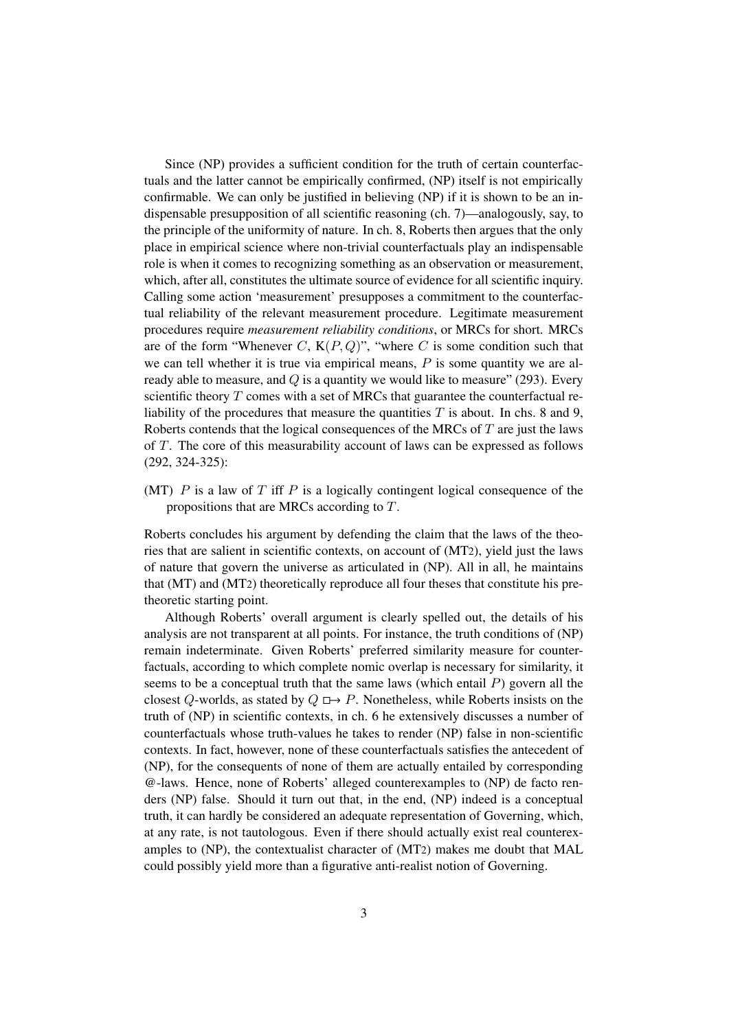Since (NP) provides a sufficient condition for the truth of certain counterfactuals and the latter cannot be empirically confirmed, (NP) itself is not empirically confirmable. We can only be justified in believing (NP) if it is shown to be an indispensable presupposition of all scientific reasoning (ch. 7)—analogously, say, to the principle of the uniformity of nature. In ch. 8, Roberts then argues that the only place in empirical science where non-trivial counterfactuals play an indispensable role is when it comes to recognizing something as an observation or measurement, which, after all, constitutes the ultimate source of evidence for all scientific inquiry. Calling some action 'measurement' presupposes a commitment to the counterfactual reliability of the relevant measurement procedure. Legitimate measurement procedures require *measurement reliability conditions*, or MRCs for short. MRCs are of the form "Whenever $C$, $\mathrm{K}(P, Q)$", "where $C$ is some condition such that we can tell whether it is true via empirical means, $P$ is some quantity we are already able to measure, and $Q$ is a quantity we would like to measure" (293). Every scientific theory $T$ comes with a set of MRCs that guarantee the counterfactual reliability of the procedures that measure the quantities $T$ is about. In chs. 8 and 9, Roberts contends that the logical consequences of the MRCs of $T$ are just the laws of $T$. The core of this measurability account of laws can be expressed as follows (292, 324-325):

(MT) $P$ is a law of $T$ iff $P$ is a logically contingent logical consequence of the propositions that are MRCs according to $T$.

Roberts concludes his argument by defending the claim that the laws of the theories that are salient in scientific contexts, on account of (MT2), yield just the laws of nature that govern the universe as articulated in (NP). All in all, he maintains that (MT) and (MT2) theoretically reproduce all four theses that constitute his pretheoretic starting point.

Although Roberts' overall argument is clearly spelled out, the details of his analysis are not transparent at all points. For instance, the truth conditions of (NP) remain indeterminate. Given Roberts' preferred similarity measure for counterfactuals, according to which complete nomic overlap is necessary for similarity, it seems to be a conceptual truth that the same laws (which entail $P$) govern all the closest $Q$-worlds, as stated by $Q \mathrel{\Box\!\!\rightarrow} P$. Nonetheless, while Roberts insists on the truth of (NP) in scientific contexts, in ch. 6 he extensively discusses a number of counterfactuals whose truth-values he takes to render (NP) false in non-scientific contexts. In fact, however, none of these counterfactuals satisfies the antecedent of (NP), for the consequents of none of them are actually entailed by corresponding @-laws. Hence, none of Roberts' alleged counterexamples to (NP) de facto renders (NP) false. Should it turn out that, in the end, (NP) indeed is a conceptual truth, it can hardly be considered an adequate representation of Governing, which, at any rate, is not tautologous. Even if there should actually exist real counterexamples to (NP), the contextualist character of (MT2) makes me doubt that MAL could possibly yield more than a figurative anti-realist notion of Governing.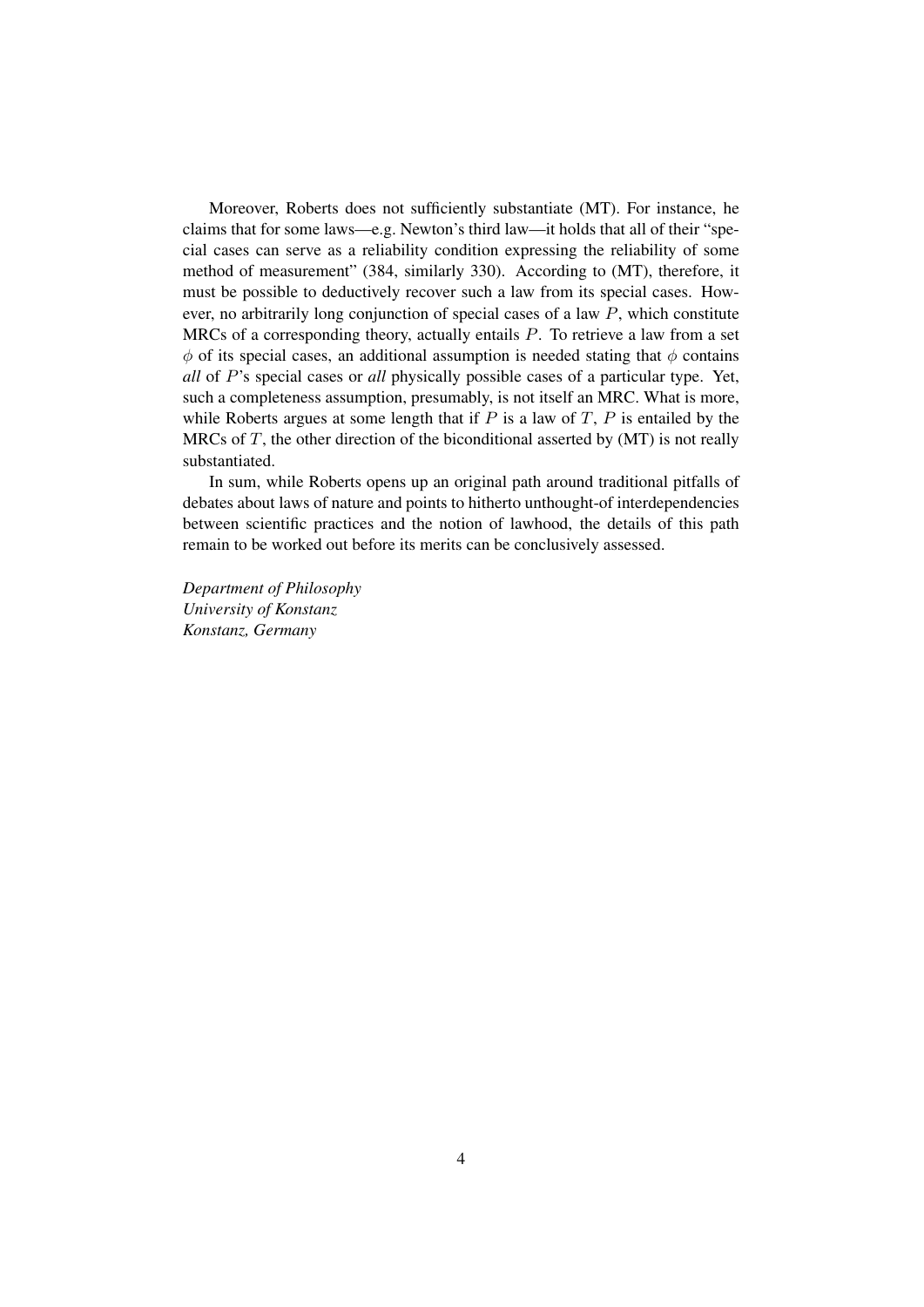Moreover, Roberts does not sufficiently substantiate (MT). For instance, he claims that for some laws—e.g. Newton's third law—it holds that all of their "special cases can serve as a reliability condition expressing the reliability of some method of measurement" (384, similarly 330). According to (MT), therefore, it must be possible to deductively recover such a law from its special cases. However, no arbitrarily long conjunction of special cases of a law $P$, which constitute MRCs of a corresponding theory, actually entails $P$. To retrieve a law from a set $\phi$ of its special cases, an additional assumption is needed stating that $\phi$ contains *all* of $P$'s special cases or *all* physically possible cases of a particular type. Yet, such a completeness assumption, presumably, is not itself an MRC. What is more, while Roberts argues at some length that if $P$ is a law of $T$, $P$ is entailed by the MRCs of $T$, the other direction of the biconditional asserted by (MT) is not really substantiated.

In sum, while Roberts opens up an original path around traditional pitfalls of debates about laws of nature and points to hitherto unthought-of interdependencies between scientific practices and the notion of lawhood, the details of this path remain to be worked out before its merits can be conclusively assessed.

*Department of Philosophy*
*University of Konstanz*
*Konstanz, Germany*